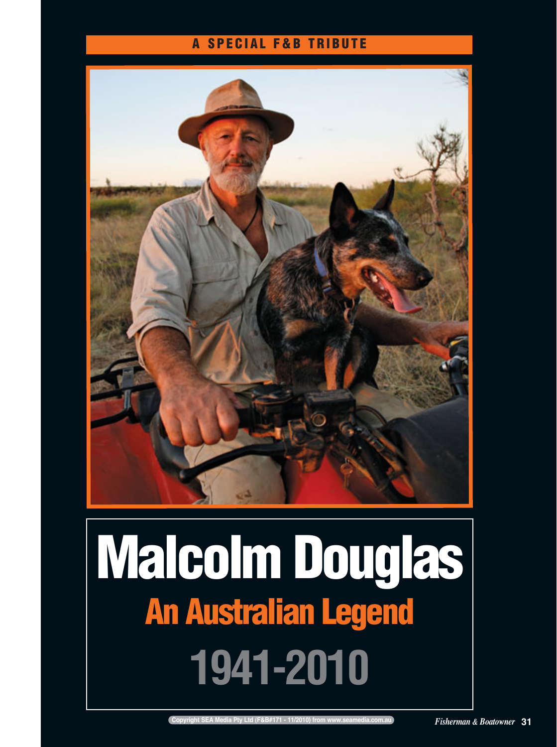A SPECIAL F&B TRIBUTE

# Malcolm Douglas

## An Australian Legend

## 1941-2010

Copyright SEA Media Pty Ltd (F&B#171 - 11/2010) from www.seamedia.com.au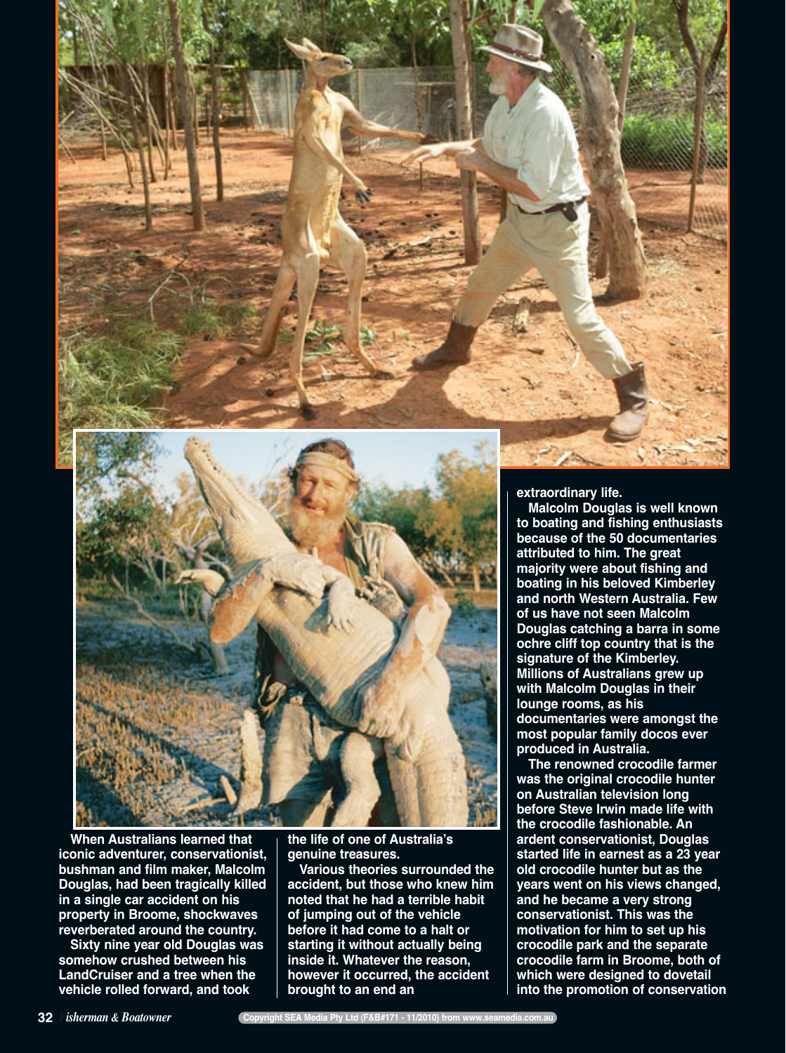When Australians learned that iconic adventurer, conservationist, bushman and film maker, Malcolm Douglas, had been tragically killed in a single car accident on his property in Broome, shockwaves reverberated around the country.

Sixty nine year old Douglas was somehow crushed between his LandCruiser and a tree when the vehicle rolled forward, and took the life of one of Australia's genuine treasures.

Various theories surrounded the accident, but those who knew him noted that he had a terrible habit of jumping out of the vehicle before it had come to a halt or starting it without actually being inside it. Whatever the reason, however it occurred, the accident brought to an end an extraordinary life.

Malcolm Douglas is well known to boating and fishing enthusiasts because of the 50 documentaries attributed to him. The great majority were about fishing and boating in his beloved Kimberley and north Western Australia. Few of us have not seen Malcolm Douglas catching a barra in some ochre cliff top country that is the signature of the Kimberley. Millions of Australians grew up with Malcolm Douglas in their lounge rooms, as his documentaries were amongst the most popular family docos ever produced in Australia.

The renowned crocodile farmer was the original crocodile hunter on Australian television long before Steve Irwin made life with the crocodile fashionable. An ardent conservationist, Douglas started life in earnest as a 23 year old crocodile hunter but as the years went on his views changed, and he became a very strong conservationist. This was the motivation for him to set up his crocodile park and the separate crocodile farm in Broome, both of which were designed to dovetail into the promotion of conservation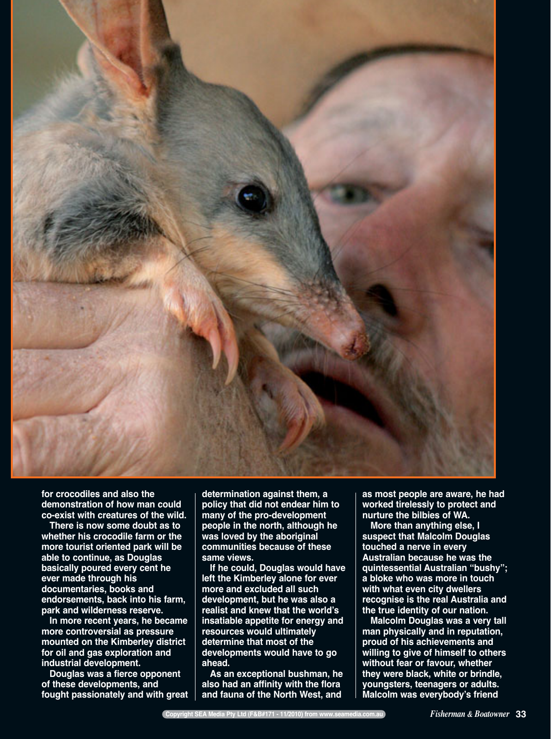for crocodiles and also the demonstration of how man could co-exist with creatures of the wild.

There is now some doubt as to whether his crocodile farm or the more tourist oriented park will be able to continue, as Douglas basically poured every cent he ever made through his documentaries, books and endorsements, back into his farm, park and wilderness reserve.

In more recent years, he became more controversial as pressure mounted on the Kimberley district for oil and gas exploration and industrial development.

Douglas was a fierce opponent of these developments, and fought passionately and with great determination against them, a policy that did not endear him to many of the pro-development people in the north, although he was loved by the aboriginal communities because of these same views.

If he could, Douglas would have left the Kimberley alone for ever more and excluded all such development, but he was also a realist and knew that the world's insatiable appetite for energy and resources would ultimately determine that most of the developments would have to go ahead.

As an exceptional bushman, he also had an affinity with the flora and fauna of the North West, and as most people are aware, he had worked tirelessly to protect and nurture the bilbies of WA.

More than anything else, I suspect that Malcolm Douglas touched a nerve in every Australian because he was the quintessential Australian "bushy"; a bloke who was more in touch with what even city dwellers recognise is the real Australia and the true identity of our nation.

Malcolm Douglas was a very tall man physically and in reputation, proud of his achievements and willing to give of himself to others without fear or favour, whether they were black, white or brindle, youngsters, teenagers or adults. Malcolm was everybody's friend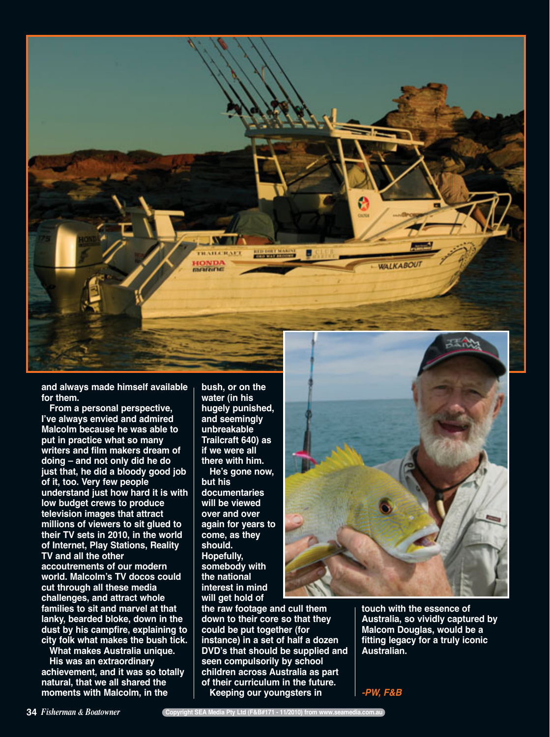and always made himself available for them.

From a personal perspective, I've always envied and admired Malcolm because he was able to put in practice what so many writers and film makers dream of doing – and not only did he do just that, he did a bloody good job of it, too. Very few people understand just how hard it is with low budget crews to produce television images that attract millions of viewers to sit glued to their TV sets in 2010, in the world of Internet, Play Stations, Reality TV and all the other accoutrements of our modern world. Malcolm's TV docos could cut through all these media challenges, and attract whole families to sit and marvel at that lanky, bearded bloke, down in the dust by his campfire, explaining to city folk what makes the bush tick. What makes Australia unique.

His was an extraordinary achievement, and it was so totally natural, that we all shared the moments with Malcolm, in the bush, or on the water (in his hugely punished, and seemingly unbreakable Trailcraft 640) as if we were all there with him.

He's gone now, but his documentaries will be viewed over and over again for years to come, as they should. Hopefully, somebody with the national interest in mind will get hold of the raw footage and cull them down to their core so that they could be put together (for instance) in a set of half a dozen DVD's that should be supplied and seen compulsorily by school children across Australia as part of their curriculum in the future.

Keeping our youngsters in touch with the essence of Australia, so vividly captured by Malcom Douglas, would be a fitting legacy for a truly iconic Australian.

*-PW, F&B*